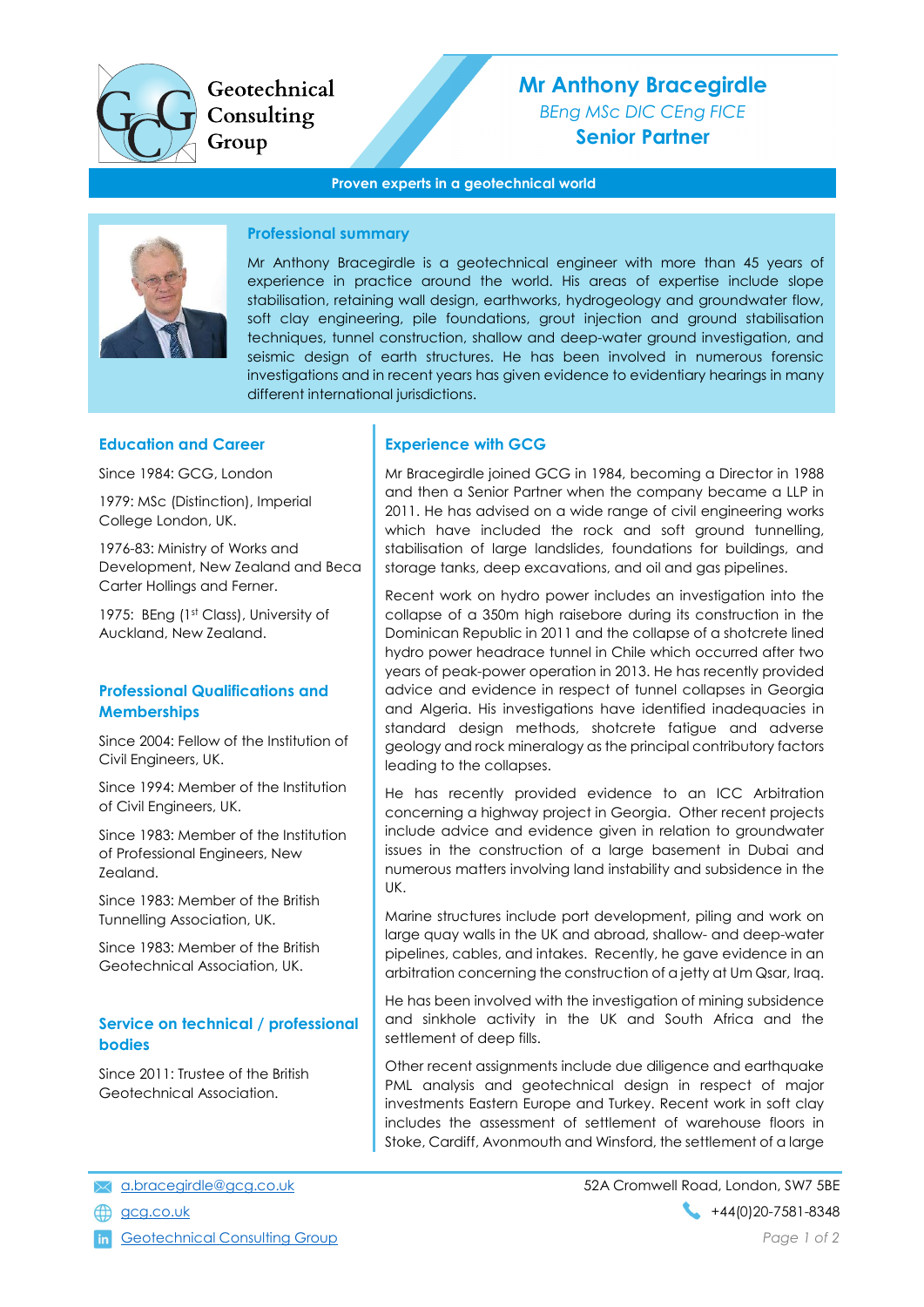Geotechnical Consulting Group

# Mr Anthony Bracegirdle

*BEng MSc DIC CEng FICE*

**Senior Partner**

**Proven experts in a geotechnical world**

## Professional summary

Mr Anthony Bracegirdle is a geotechnical engineer with more than 45 years of experience in practice around the world. His areas of expertise include slope stabilisation, retaining wall design, earthworks, hydrogeology and groundwater flow, soft clay engineering, pile foundations, grout injection and ground stabilisation techniques, tunnel construction, shallow and deep-water ground investigation, and seismic design of earth structures. He has been involved in numerous forensic investigations and in recent years has given evidence to evidentiary hearings in many different international jurisdictions.

## Education and Career

Since 1984: GCG, London

1979: MSc (Distinction), Imperial College London, UK.

1976-83: Ministry of Works and Development, New Zealand and Beca Carter Hollings and Ferner.

1975: BEng (1st Class), University of Auckland, New Zealand.

## Professional Qualifications and Memberships

Since 2004: Fellow of the Institution of Civil Engineers, UK.

Since 1994: Member of the Institution of Civil Engineers, UK.

Since 1983: Member of the Institution of Professional Engineers, New Zealand.

Since 1983: Member of the British Tunnelling Association, UK.

Since 1983: Member of the British Geotechnical Association, UK.

## Service on technical / professional bodies

Since 2011: Trustee of the British Geotechnical Association.

## Experience with GCG

Mr Bracegirdle joined GCG in 1984, becoming a Director in 1988 and then a Senior Partner when the company became a LLP in 2011. He has advised on a wide range of civil engineering works which have included the rock and soft ground tunnelling, stabilisation of large landslides, foundations for buildings, and storage tanks, deep excavations, and oil and gas pipelines.

Recent work on hydro power includes an investigation into the collapse of a 350m high raisebore during its construction in the Dominican Republic in 2011 and the collapse of a shotcrete lined hydro power headrace tunnel in Chile which occurred after two years of peak-power operation in 2013. He has recently provided advice and evidence in respect of tunnel collapses in Georgia and Algeria. His investigations have identified inadequacies in standard design methods, shotcrete fatigue and adverse geology and rock mineralogy as the principal contributory factors leading to the collapses.

He has recently provided evidence to an ICC Arbitration concerning a highway project in Georgia. Other recent projects include advice and evidence given in relation to groundwater issues in the construction of a large basement in Dubai and numerous matters involving land instability and subsidence in the UK.

Marine structures include port development, piling and work on large quay walls in the UK and abroad, shallow- and deep-water pipelines, cables, and intakes. Recently, he gave evidence in an arbitration concerning the construction of a jetty at Um Qsar, Iraq.

He has been involved with the investigation of mining subsidence and sinkhole activity in the UK and South Africa and the settlement of deep fills.

Other recent assignments include due diligence and earthquake PML analysis and geotechnical design in respect of major investments Eastern Europe and Turkey. Recent work in soft clay includes the assessment of settlement of warehouse floors in Stoke, Cardiff, Avonmouth and Winsford, the settlement of a large

a.bracegirdle@gcg.co.uk

gcg.co.uk

Geotechnical Consulting Group

52A Cromwell Road, London, SW7 5BE

+44(0)20-7581-8348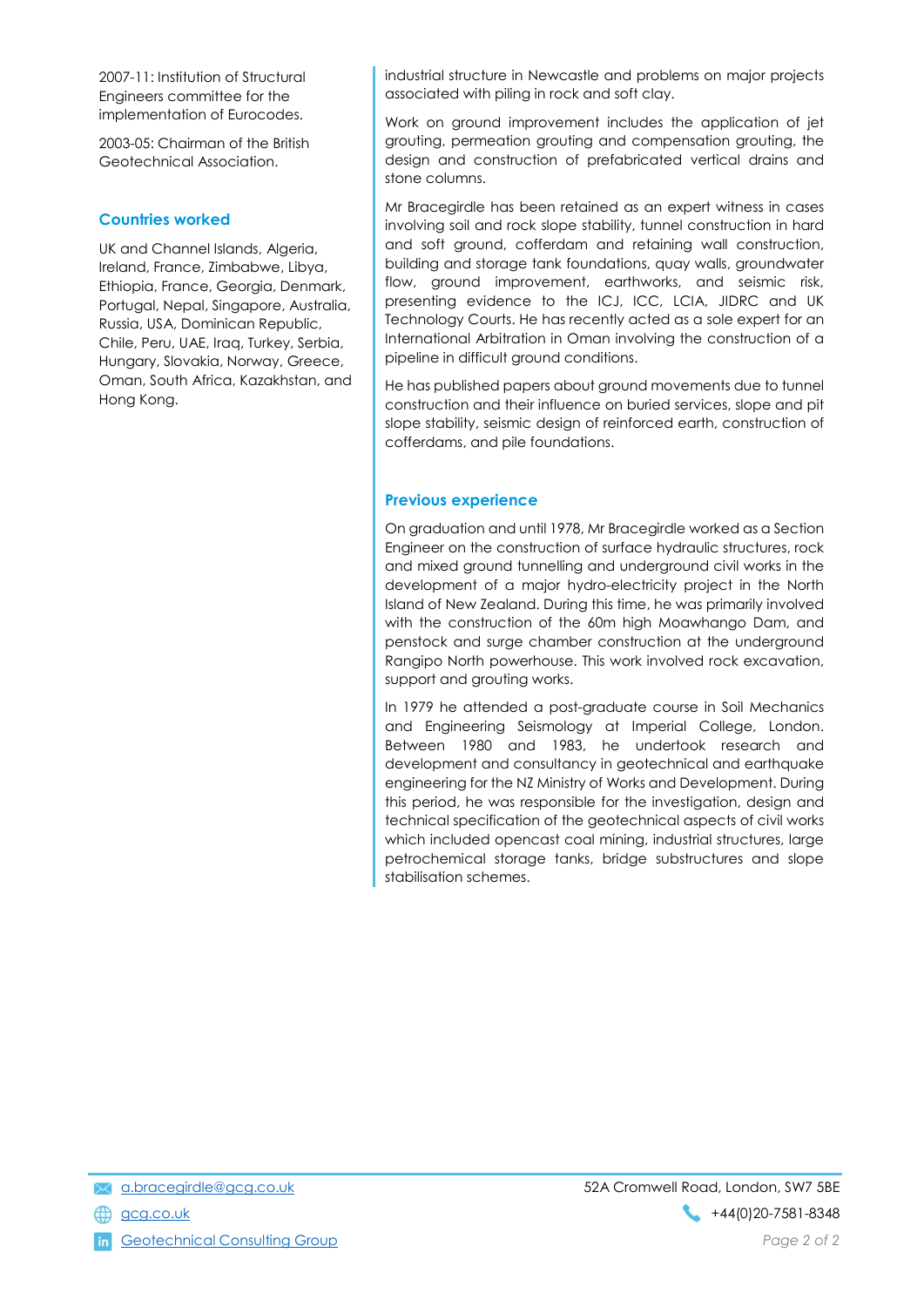2007-11: Institution of Structural Engineers committee for the implementation of Eurocodes.

2003-05: Chairman of the British Geotechnical Association.

### Countries worked

UK and Channel Islands, Algeria, Ireland, France, Zimbabwe, Libya, Ethiopia, France, Georgia, Denmark, Portugal, Nepal, Singapore, Australia, Russia, USA, Dominican Republic, Chile, Peru, UAE, Iraq, Turkey, Serbia, Hungary, Slovakia, Norway, Greece, Oman, South Africa, Kazakhstan, and Hong Kong.

industrial structure in Newcastle and problems on major projects associated with piling in rock and soft clay.

Work on ground improvement includes the application of jet grouting, permeation grouting and compensation grouting, the design and construction of prefabricated vertical drains and stone columns.

Mr Bracegirdle has been retained as an expert witness in cases involving soil and rock slope stability, tunnel construction in hard and soft ground, cofferdam and retaining wall construction, building and storage tank foundations, quay walls, groundwater flow, ground improvement, earthworks, and seismic risk, presenting evidence to the ICJ, ICC, LCIA, JIDRC and UK Technology Courts. He has recently acted as a sole expert for an International Arbitration in Oman involving the construction of a pipeline in difficult ground conditions.

He has published papers about ground movements due to tunnel construction and their influence on buried services, slope and pit slope stability, seismic design of reinforced earth, construction of cofferdams, and pile foundations.

### Previous experience

On graduation and until 1978, Mr Bracegirdle worked as a Section Engineer on the construction of surface hydraulic structures, rock and mixed ground tunnelling and underground civil works in the development of a major hydro-electricity project in the North Island of New Zealand. During this time, he was primarily involved with the construction of the 60m high Moawhango Dam, and penstock and surge chamber construction at the underground Rangipo North powerhouse. This work involved rock excavation, support and grouting works.

In 1979 he attended a post-graduate course in Soil Mechanics and Engineering Seismology at Imperial College, London. Between 1980 and 1983, he undertook research and development and consultancy in geotechnical and earthquake engineering for the NZ Ministry of Works and Development. During this period, he was responsible for the investigation, design and technical specification of the geotechnical aspects of civil works which included opencast coal mining, industrial structures, large petrochemical storage tanks, bridge substructures and slope stabilisation schemes.

a.bracegirdle@gcg.co.uk

gcg.co.uk

Geotechnical Consulting Group

52A Cromwell Road, London, SW7 5BE

+44(0)20-7581-8348